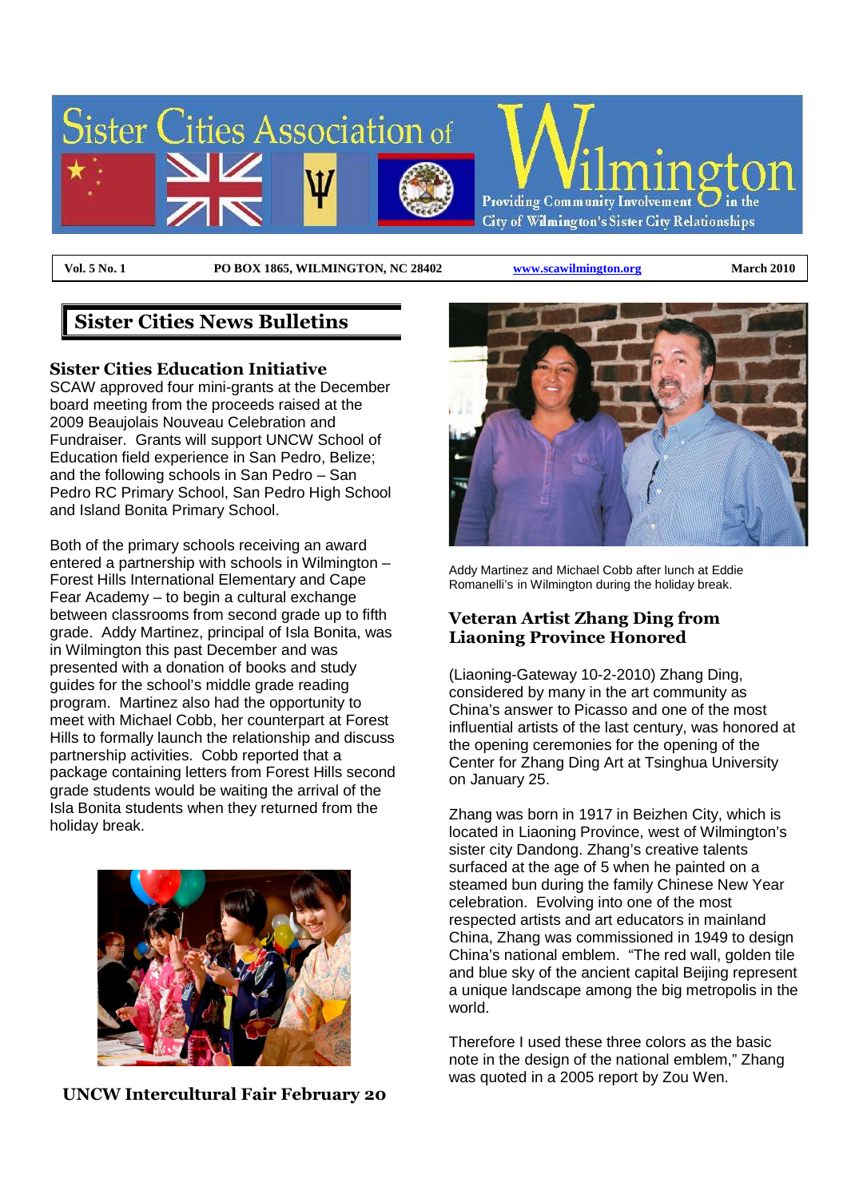# Sister Cities Association of Wilmington

Providing Community Involvement in the City of Wilmington's Sister City Relationships

| Vol. 5 No. 1 | PO BOX 1865, WILMINGTON, NC 28402 | www.scawilmington.org | March 2010 |
|---|---|---|---|

## Sister Cities News Bulletins

### Sister Cities Education Initiative

SCAW approved four mini-grants at the December board meeting from the proceeds raised at the 2009 Beaujolais Nouveau Celebration and Fundraiser. Grants will support UNCW School of Education field experience in San Pedro, Belize; and the following schools in San Pedro – San Pedro RC Primary School, San Pedro High School and Island Bonita Primary School.

Both of the primary schools receiving an award entered a partnership with schools in Wilmington – Forest Hills International Elementary and Cape Fear Academy – to begin a cultural exchange between classrooms from second grade up to fifth grade. Addy Martinez, principal of Isla Bonita, was in Wilmington this past December and was presented with a donation of books and study guides for the school's middle grade reading program. Martinez also had the opportunity to meet with Michael Cobb, her counterpart at Forest Hills to formally launch the relationship and discuss partnership activities. Cobb reported that a package containing letters from Forest Hills second grade students would be waiting the arrival of the Isla Bonita students when they returned from the holiday break.

**UNCW Intercultural Fair February 20**

Addy Martinez and Michael Cobb after lunch at Eddie Romanelli's in Wilmington during the holiday break.

### Veteran Artist Zhang Ding from Liaoning Province Honored

(Liaoning-Gateway 10-2-2010) Zhang Ding, considered by many in the art community as China's answer to Picasso and one of the most influential artists of the last century, was honored at the opening ceremonies for the opening of the Center for Zhang Ding Art at Tsinghua University on January 25.

Zhang was born in 1917 in Beizhen City, which is located in Liaoning Province, west of Wilmington's sister city Dandong. Zhang's creative talents surfaced at the age of 5 when he painted on a steamed bun during the family Chinese New Year celebration. Evolving into one of the most respected artists and art educators in mainland China, Zhang was commissioned in 1949 to design China's national emblem. "The red wall, golden tile and blue sky of the ancient capital Beijing represent a unique landscape among the big metropolis in the world.

Therefore I used these three colors as the basic note in the design of the national emblem," Zhang was quoted in a 2005 report by Zou Wen.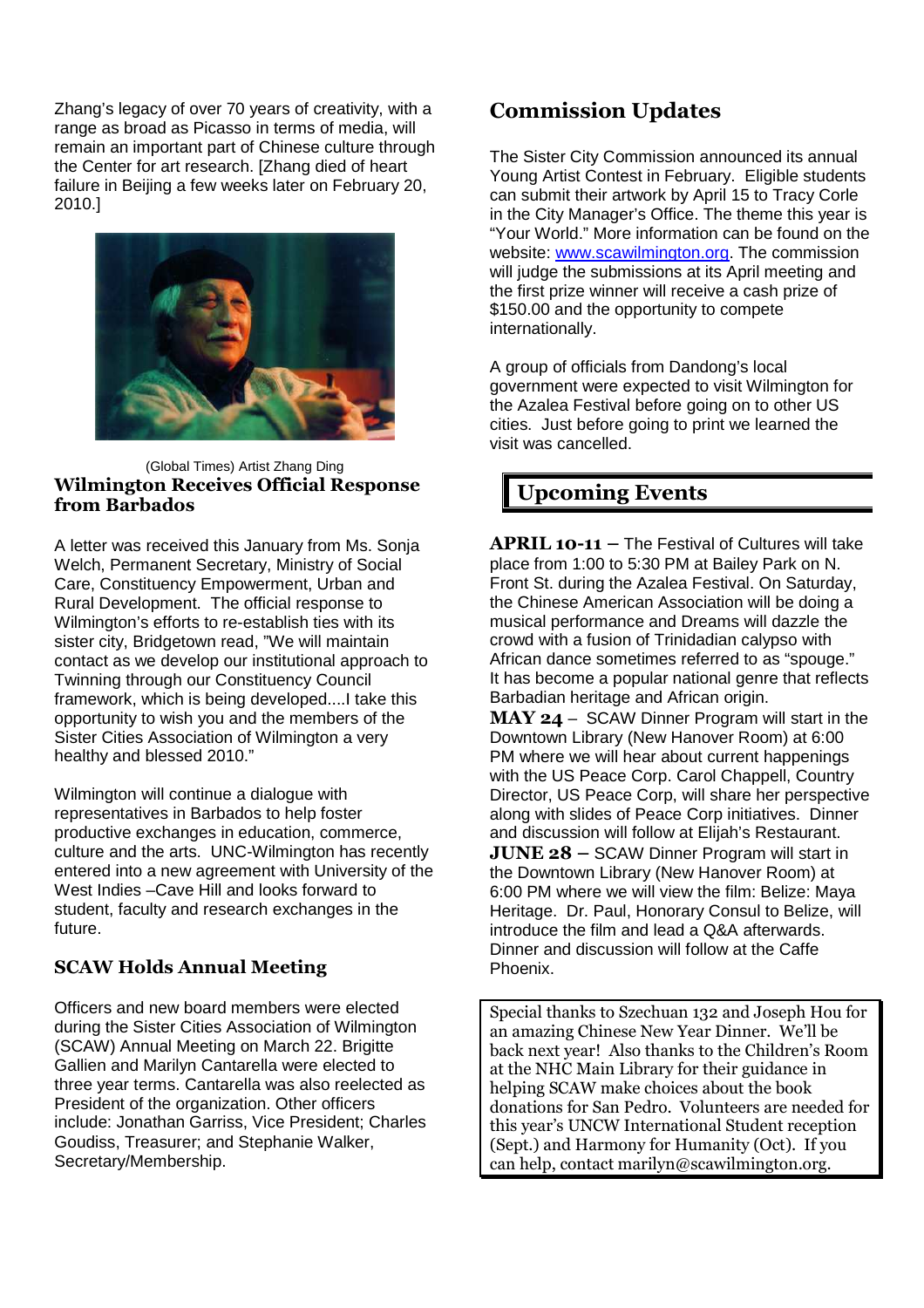Zhang's legacy of over 70 years of creativity, with a range as broad as Picasso in terms of media, will remain an important part of Chinese culture through the Center for art research. [Zhang died of heart failure in Beijing a few weeks later on February 20, 2010.]

(Global Times) Artist Zhang Ding

## Wilmington Receives Official Response from Barbados

A letter was received this January from Ms. Sonja Welch, Permanent Secretary, Ministry of Social Care, Constituency Empowerment, Urban and Rural Development. The official response to Wilmington's efforts to re-establish ties with its sister city, Bridgetown read, "We will maintain contact as we develop our institutional approach to Twinning through our Constituency Council framework, which is being developed....I take this opportunity to wish you and the members of the Sister Cities Association of Wilmington a very healthy and blessed 2010."

Wilmington will continue a dialogue with representatives in Barbados to help foster productive exchanges in education, commerce, culture and the arts. UNC-Wilmington has recently entered into a new agreement with University of the West Indies –Cave Hill and looks forward to student, faculty and research exchanges in the future.

## SCAW Holds Annual Meeting

Officers and new board members were elected during the Sister Cities Association of Wilmington (SCAW) Annual Meeting on March 22. Brigitte Gallien and Marilyn Cantarella were elected to three year terms. Cantarella was also reelected as President of the organization. Other officers include: Jonathan Garriss, Vice President; Charles Goudiss, Treasurer; and Stephanie Walker, Secretary/Membership.

## Commission Updates

The Sister City Commission announced its annual Young Artist Contest in February. Eligible students can submit their artwork by April 15 to Tracy Corle in the City Manager's Office. The theme this year is "Your World." More information can be found on the website: www.scawilmington.org. The commission will judge the submissions at its April meeting and the first prize winner will receive a cash prize of $150.00 and the opportunity to compete internationally.

A group of officials from Dandong's local government were expected to visit Wilmington for the Azalea Festival before going on to other US cities. Just before going to print we learned the visit was cancelled.

## Upcoming Events

**APRIL 10-11** – The Festival of Cultures will take place from 1:00 to 5:30 PM at Bailey Park on N. Front St. during the Azalea Festival. On Saturday, the Chinese American Association will be doing a musical performance and Dreams will dazzle the crowd with a fusion of Trinidadian calypso with African dance sometimes referred to as "spouge." It has become a popular national genre that reflects Barbadian heritage and African origin.

**MAY 24** – SCAW Dinner Program will start in the Downtown Library (New Hanover Room) at 6:00 PM where we will hear about current happenings with the US Peace Corp. Carol Chappell, Country Director, US Peace Corp, will share her perspective along with slides of Peace Corp initiatives. Dinner and discussion will follow at Elijah's Restaurant.

**JUNE 28** – SCAW Dinner Program will start in the Downtown Library (New Hanover Room) at 6:00 PM where we will view the film: Belize: Maya Heritage. Dr. Paul, Honorary Consul to Belize, will introduce the film and lead a Q&A afterwards. Dinner and discussion will follow at the Caffe Phoenix.

Special thanks to Szechuan 132 and Joseph Hou for an amazing Chinese New Year Dinner. We'll be back next year! Also thanks to the Children's Room at the NHC Main Library for their guidance in helping SCAW make choices about the book donations for San Pedro. Volunteers are needed for this year's UNCW International Student reception (Sept.) and Harmony for Humanity (Oct). If you can help, contact marilyn@scawilmington.org.